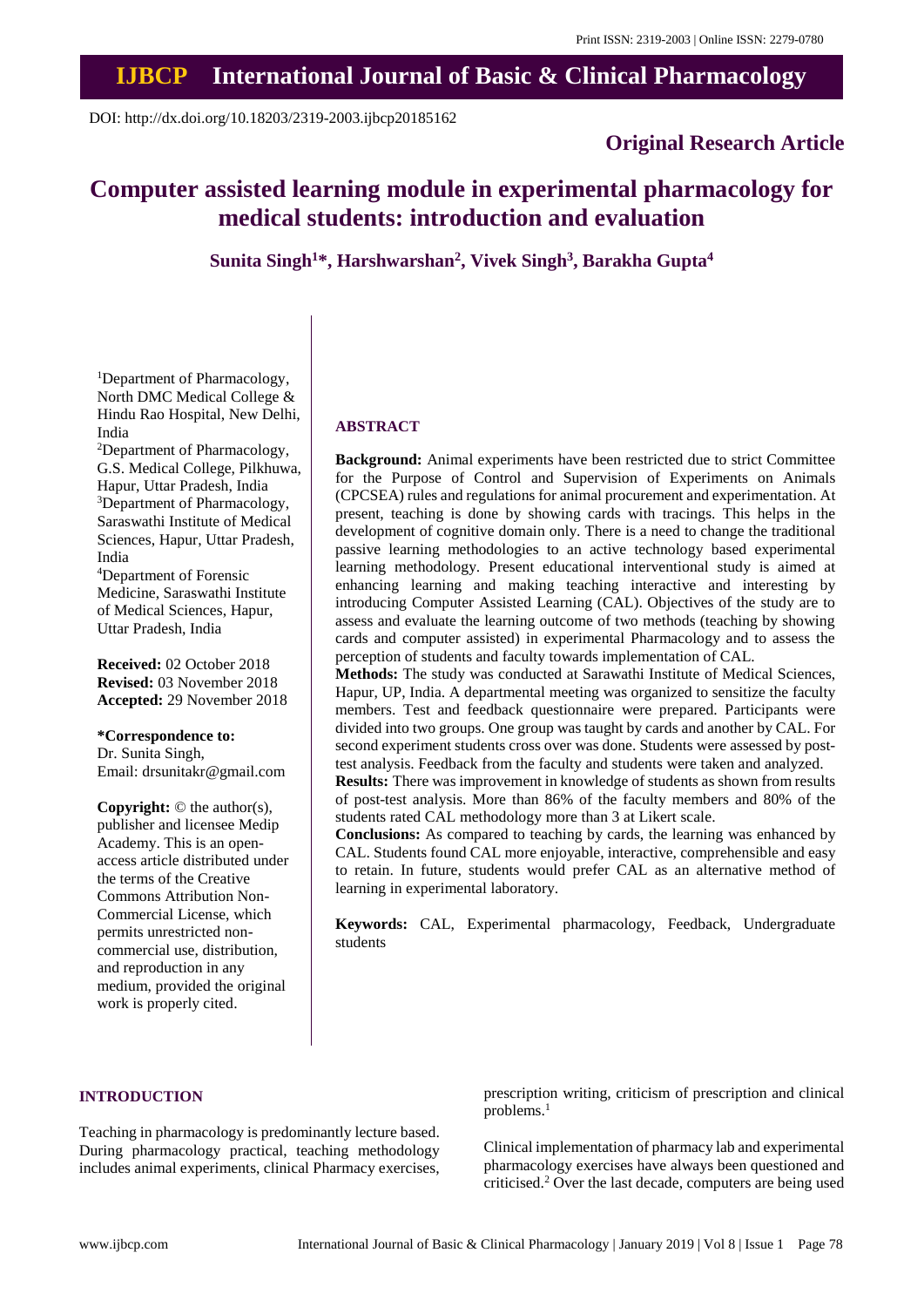Print ISSN: 2319-2003 | Online ISSN: 2279-0780

# IJBCP International Journal of Basic & Clinical Pharmacology

DOI: http://dx.doi.org/10.18203/2319-2003.ijbcp20185162

**Original Research Article**

# Computer assisted learning module in experimental pharmacology for medical students: introduction and evaluation

**Sunita Singh[1]*, Harshwarshan[2], Vivek Singh[3], Barakha Gupta[4]**

[1]Department of Pharmacology, North DMC Medical College & Hindu Rao Hospital, New Delhi, India

[2]Department of Pharmacology, G.S. Medical College, Pilkhuwa, Hapur, Uttar Pradesh, India

[3]Department of Pharmacology, Saraswathi Institute of Medical Sciences, Hapur, Uttar Pradesh, India

[4]Department of Forensic Medicine, Saraswathi Institute of Medical Sciences, Hapur, Uttar Pradesh, India

**Received:** 02 October 2018
**Revised:** 03 November 2018
**Accepted:** 29 November 2018

**\*Correspondence to:**
Dr. Sunita Singh,
Email: drsunitakr@gmail.com

**Copyright:** © the author(s), publisher and licensee Medip Academy. This is an open-access article distributed under the terms of the Creative Commons Attribution Non-Commercial License, which permits unrestricted non-commercial use, distribution, and reproduction in any medium, provided the original work is properly cited.

## ABSTRACT

**Background:** Animal experiments have been restricted due to strict Committee for the Purpose of Control and Supervision of Experiments on Animals (CPCSEA) rules and regulations for animal procurement and experimentation. At present, teaching is done by showing cards with tracings. This helps in the development of cognitive domain only. There is a need to change the traditional passive learning methodologies to an active technology based experimental learning methodology. Present educational interventional study is aimed at enhancing learning and making teaching interactive and interesting by introducing Computer Assisted Learning (CAL). Objectives of the study are to assess and evaluate the learning outcome of two methods (teaching by showing cards and computer assisted) in experimental Pharmacology and to assess the perception of students and faculty towards implementation of CAL.

**Methods:** The study was conducted at Sarawathi Institute of Medical Sciences, Hapur, UP, India. A departmental meeting was organized to sensitize the faculty members. Test and feedback questionnaire were prepared. Participants were divided into two groups. One group was taught by cards and another by CAL. For second experiment students cross over was done. Students were assessed by post-test analysis. Feedback from the faculty and students were taken and analyzed.

**Results:** There was improvement in knowledge of students as shown from results of post-test analysis. More than 86% of the faculty members and 80% of the students rated CAL methodology more than 3 at Likert scale.

**Conclusions:** As compared to teaching by cards, the learning was enhanced by CAL. Students found CAL more enjoyable, interactive, comprehensible and easy to retain. In future, students would prefer CAL as an alternative method of learning in experimental laboratory.

**Keywords:** CAL, Experimental pharmacology, Feedback, Undergraduate students

## INTRODUCTION

Teaching in pharmacology is predominantly lecture based. During pharmacology practical, teaching methodology includes animal experiments, clinical Pharmacy exercises, prescription writing, criticism of prescription and clinical problems.[1]

Clinical implementation of pharmacy lab and experimental pharmacology exercises have always been questioned and criticised.[2] Over the last decade, computers are being used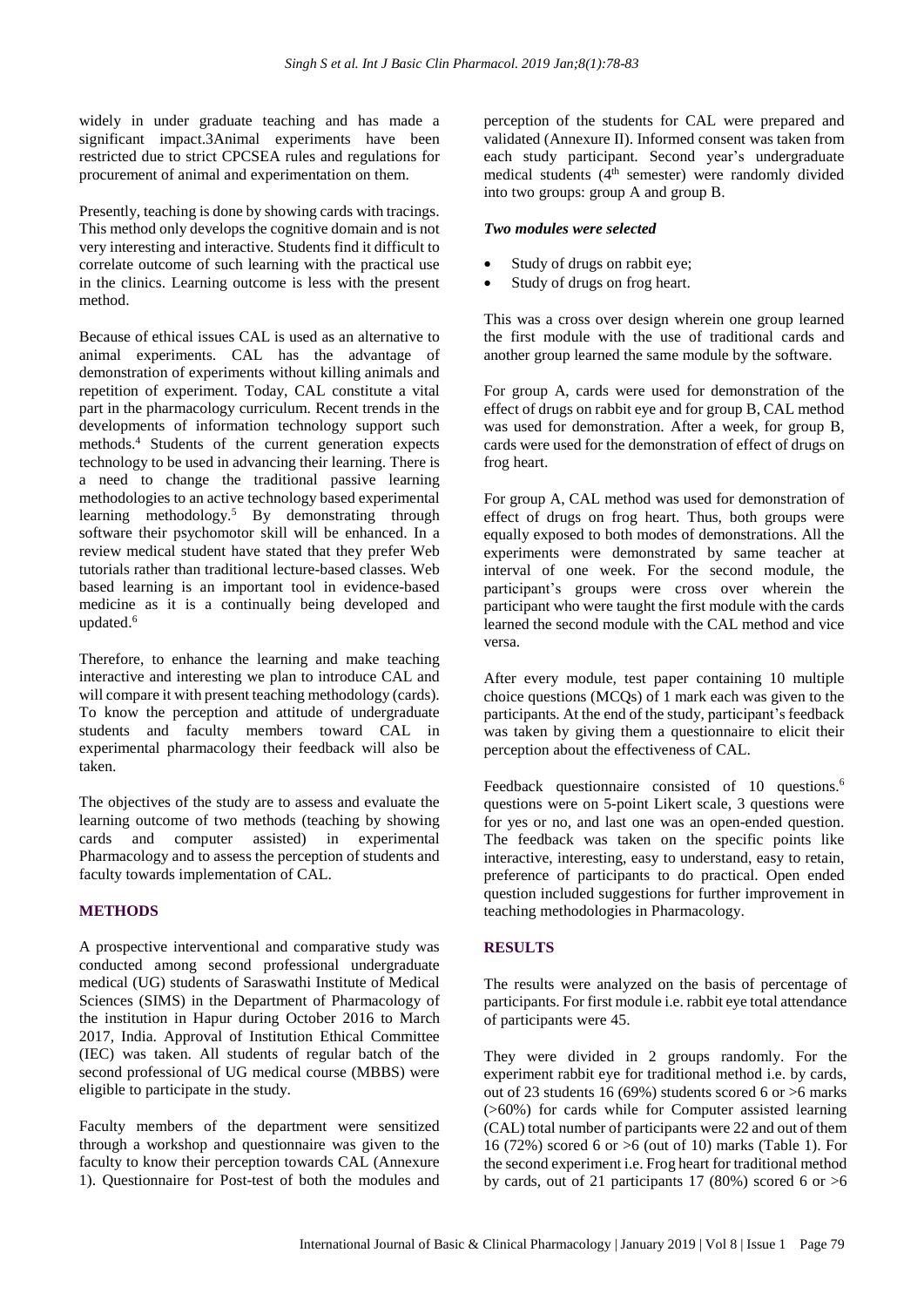widely in under graduate teaching and has made a significant impact.3Animal experiments have been restricted due to strict CPCSEA rules and regulations for procurement of animal and experimentation on them.

Presently, teaching is done by showing cards with tracings. This method only develops the cognitive domain and is not very interesting and interactive. Students find it difficult to correlate outcome of such learning with the practical use in the clinics. Learning outcome is less with the present method.

Because of ethical issues CAL is used as an alternative to animal experiments. CAL has the advantage of demonstration of experiments without killing animals and repetition of experiment. Today, CAL constitute a vital part in the pharmacology curriculum. Recent trends in the developments of information technology support such methods.[4] Students of the current generation expects technology to be used in advancing their learning. There is a need to change the traditional passive learning methodologies to an active technology based experimental learning methodology.[5] By demonstrating through software their psychomotor skill will be enhanced. In a review medical student have stated that they prefer Web tutorials rather than traditional lecture-based classes. Web based learning is an important tool in evidence-based medicine as it is a continually being developed and updated.[6]

Therefore, to enhance the learning and make teaching interactive and interesting we plan to introduce CAL and will compare it with present teaching methodology (cards). To know the perception and attitude of undergraduate students and faculty members toward CAL in experimental pharmacology their feedback will also be taken.

The objectives of the study are to assess and evaluate the learning outcome of two methods (teaching by showing cards and computer assisted) in experimental Pharmacology and to assess the perception of students and faculty towards implementation of CAL.

## METHODS

A prospective interventional and comparative study was conducted among second professional undergraduate medical (UG) students of Saraswathi Institute of Medical Sciences (SIMS) in the Department of Pharmacology of the institution in Hapur during October 2016 to March 2017, India. Approval of Institution Ethical Committee (IEC) was taken. All students of regular batch of the second professional of UG medical course (MBBS) were eligible to participate in the study.

Faculty members of the department were sensitized through a workshop and questionnaire was given to the faculty to know their perception towards CAL (Annexure 1). Questionnaire for Post-test of both the modules and perception of the students for CAL were prepared and validated (Annexure II). Informed consent was taken from each study participant. Second year's undergraduate medical students (4th semester) were randomly divided into two groups: group A and group B.

***Two modules were selected***

- Study of drugs on rabbit eye;
- Study of drugs on frog heart.

This was a cross over design wherein one group learned the first module with the use of traditional cards and another group learned the same module by the software.

For group A, cards were used for demonstration of the effect of drugs on rabbit eye and for group B, CAL method was used for demonstration. After a week, for group B, cards were used for the demonstration of effect of drugs on frog heart.

For group A, CAL method was used for demonstration of effect of drugs on frog heart. Thus, both groups were equally exposed to both modes of demonstrations. All the experiments were demonstrated by same teacher at interval of one week. For the second module, the participant's groups were cross over wherein the participant who were taught the first module with the cards learned the second module with the CAL method and vice versa.

After every module, test paper containing 10 multiple choice questions (MCQs) of 1 mark each was given to the participants. At the end of the study, participant's feedback was taken by giving them a questionnaire to elicit their perception about the effectiveness of CAL.

Feedback questionnaire consisted of 10 questions.[6] questions were on 5-point Likert scale, 3 questions were for yes or no, and last one was an open-ended question. The feedback was taken on the specific points like interactive, interesting, easy to understand, easy to retain, preference of participants to do practical. Open ended question included suggestions for further improvement in teaching methodologies in Pharmacology.

## RESULTS

The results were analyzed on the basis of percentage of participants. For first module i.e. rabbit eye total attendance of participants were 45.

They were divided in 2 groups randomly. For the experiment rabbit eye for traditional method i.e. by cards, out of 23 students 16 (69%) students scored 6 or >6 marks (>60%) for cards while for Computer assisted learning (CAL) total number of participants were 22 and out of them 16 (72%) scored 6 or >6 (out of 10) marks (Table 1). For the second experiment i.e. Frog heart for traditional method by cards, out of 21 participants 17 (80%) scored 6 or >6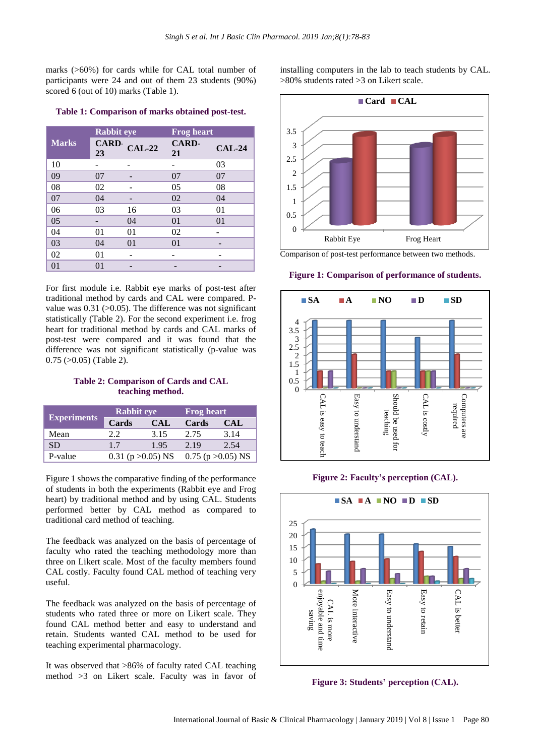marks (>60%) for cards while for CAL total number of participants were 24 and out of them 23 students (90%) scored 6 (out of 10) marks (Table 1).

**Table 1: Comparison of marks obtained post-test.**

| Marks | Rabbit eye | | Frog heart | |
|---|---|---|---|---|
| | CARD-23 | CAL-22 | CARD-21 | CAL-24 |
| 10 | - | - | - | 03 |
| 09 | 07 | - | 07 | 07 |
| 08 | 02 | - | 05 | 08 |
| 07 | 04 | - | 02 | 04 |
| 06 | 03 | 16 | 03 | 01 |
| 05 | - | 04 | 01 | 01 |
| 04 | 01 | 01 | 02 | - |
| 03 | 04 | 01 | 01 | - |
| 02 | 01 | - | - | - |
| 01 | 01 | - | - | - |

For first module i.e. Rabbit eye marks of post-test after traditional method by cards and CAL were compared. P-value was 0.31 (>0.05). The difference was not significant statistically (Table 2). For the second experiment i.e. frog heart for traditional method by cards and CAL marks of post-test were compared and it was found that the difference was not significant statistically (p-value was 0.75 (>0.05) (Table 2).

**Table 2: Comparison of Cards and CAL teaching method.**

| Experiments | Rabbit eye | | Frog heart | |
|---|---|---|---|---|
| | Cards | CAL | Cards | CAL |
| Mean | 2.2 | 3.15 | 2.75 | 3.14 |
| SD | 1.7 | 1.95 | 2.19 | 2.54 |
| P-value | 0.31 (p >0.05) NS | | 0.75 (p >0.05) NS | |

Figure 1 shows the comparative finding of the performance of students in both the experiments (Rabbit eye and Frog heart) by traditional method and by using CAL. Students performed better by CAL method as compared to traditional card method of teaching.

The feedback was analyzed on the basis of percentage of faculty who rated the teaching methodology more than three on Likert scale. Most of the faculty members found CAL costly. Faculty found CAL method of teaching very useful.

The feedback was analyzed on the basis of percentage of students who rated three or more on Likert scale. They found CAL method better and easy to understand and retain. Students wanted CAL method to be used for teaching experimental pharmacology.

It was observed that >86% of faculty rated CAL teaching method >3 on Likert scale. Faculty was in favor of installing computers in the lab to teach students by CAL. >80% students rated >3 on Likert scale.

Comparison of post-test performance between two methods.

**Figure 1: Comparison of performance of students.**

**Figure 2: Faculty's perception (CAL).**

**Figure 3: Students' perception (CAL).**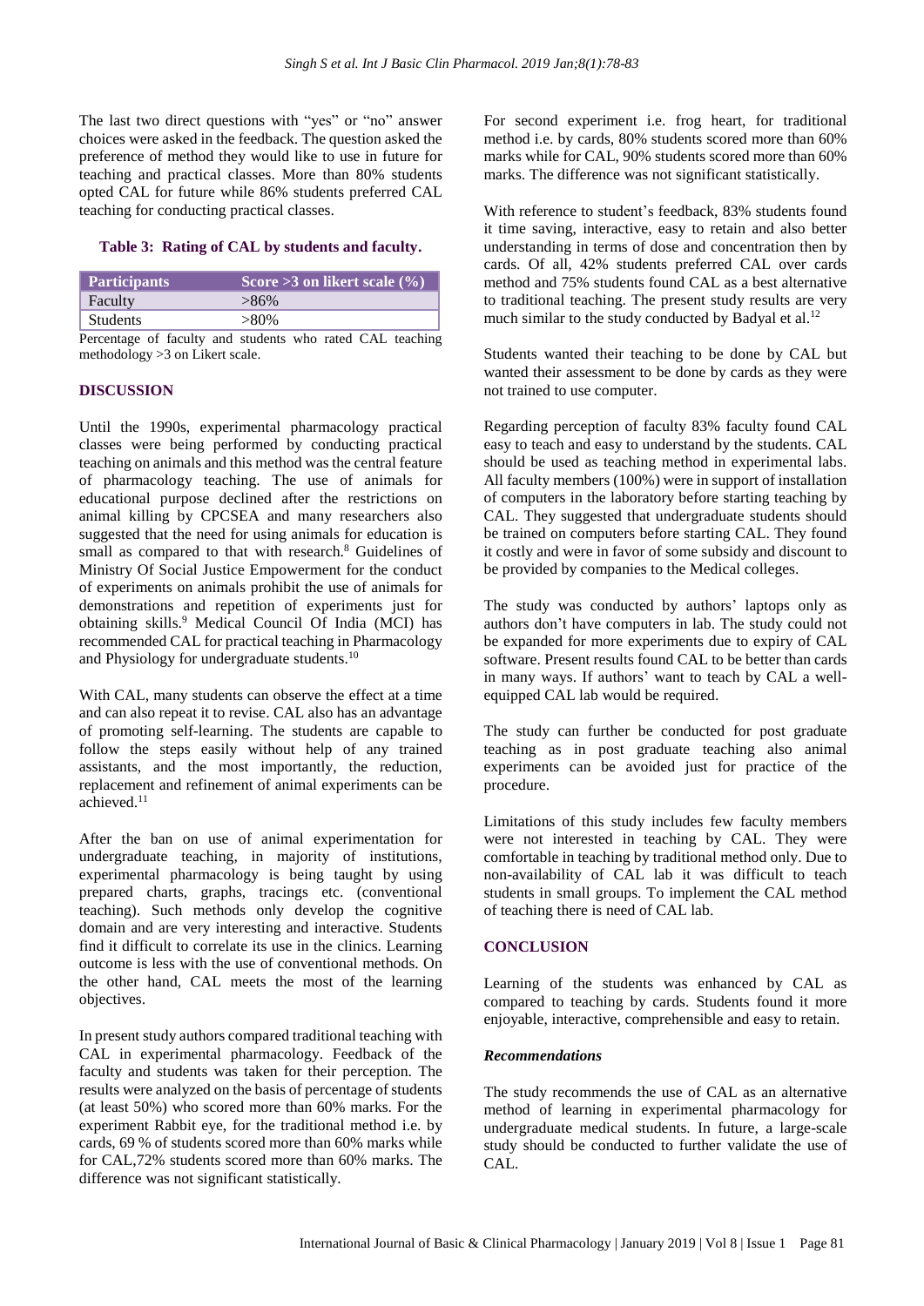The last two direct questions with "yes" or "no" answer choices were asked in the feedback. The question asked the preference of method they would like to use in future for teaching and practical classes. More than 80% students opted CAL for future while 86% students preferred CAL teaching for conducting practical classes.

**Table 3: Rating of CAL by students and faculty.**

| Participants | Score >3 on likert scale (%) |
|---|---|
| Faculty | >86% |
| Students | >80% |

Percentage of faculty and students who rated CAL teaching methodology >3 on Likert scale.

## DISCUSSION

Until the 1990s, experimental pharmacology practical classes were being performed by conducting practical teaching on animals and this method was the central feature of pharmacology teaching. The use of animals for educational purpose declined after the restrictions on animal killing by CPCSEA and many researchers also suggested that the need for using animals for education is small as compared to that with research.[8] Guidelines of Ministry Of Social Justice Empowerment for the conduct of experiments on animals prohibit the use of animals for demonstrations and repetition of experiments just for obtaining skills.[9] Medical Council Of India (MCI) has recommended CAL for practical teaching in Pharmacology and Physiology for undergraduate students.[10]

With CAL, many students can observe the effect at a time and can also repeat it to revise. CAL also has an advantage of promoting self-learning. The students are capable to follow the steps easily without help of any trained assistants, and the most importantly, the reduction, replacement and refinement of animal experiments can be achieved.[11]

After the ban on use of animal experimentation for undergraduate teaching, in majority of institutions, experimental pharmacology is being taught by using prepared charts, graphs, tracings etc. (conventional teaching). Such methods only develop the cognitive domain and are very interesting and interactive. Students find it difficult to correlate its use in the clinics. Learning outcome is less with the use of conventional methods. On the other hand, CAL meets the most of the learning objectives.

In present study authors compared traditional teaching with CAL in experimental pharmacology. Feedback of the faculty and students was taken for their perception. The results were analyzed on the basis of percentage of students (at least 50%) who scored more than 60% marks. For the experiment Rabbit eye, for the traditional method i.e. by cards, 69 % of students scored more than 60% marks while for CAL,72% students scored more than 60% marks. The difference was not significant statistically.

For second experiment i.e. frog heart, for traditional method i.e. by cards, 80% students scored more than 60% marks while for CAL, 90% students scored more than 60% marks. The difference was not significant statistically.

With reference to student's feedback, 83% students found it time saving, interactive, easy to retain and also better understanding in terms of dose and concentration then by cards. Of all, 42% students preferred CAL over cards method and 75% students found CAL as a best alternative to traditional teaching. The present study results are very much similar to the study conducted by Badyal et al.[12]

Students wanted their teaching to be done by CAL but wanted their assessment to be done by cards as they were not trained to use computer.

Regarding perception of faculty 83% faculty found CAL easy to teach and easy to understand by the students. CAL should be used as teaching method in experimental labs. All faculty members (100%) were in support of installation of computers in the laboratory before starting teaching by CAL. They suggested that undergraduate students should be trained on computers before starting CAL. They found it costly and were in favor of some subsidy and discount to be provided by companies to the Medical colleges.

The study was conducted by authors' laptops only as authors don't have computers in lab. The study could not be expanded for more experiments due to expiry of CAL software. Present results found CAL to be better than cards in many ways. If authors' want to teach by CAL a well-equipped CAL lab would be required.

The study can further be conducted for post graduate teaching as in post graduate teaching also animal experiments can be avoided just for practice of the procedure.

Limitations of this study includes few faculty members were not interested in teaching by CAL. They were comfortable in teaching by traditional method only. Due to non-availability of CAL lab it was difficult to teach students in small groups. To implement the CAL method of teaching there is need of CAL lab.

## CONCLUSION

Learning of the students was enhanced by CAL as compared to teaching by cards. Students found it more enjoyable, interactive, comprehensible and easy to retain.

### *Recommendations*

The study recommends the use of CAL as an alternative method of learning in experimental pharmacology for undergraduate medical students. In future, a large-scale study should be conducted to further validate the use of CAL.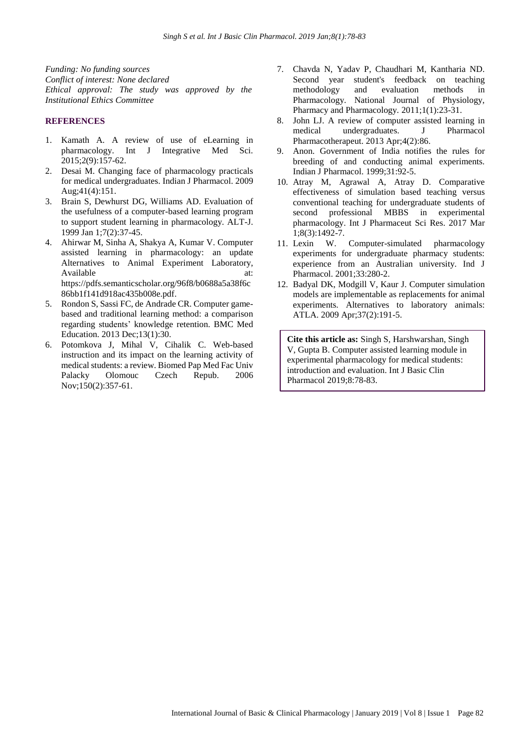*Funding: No funding sources*
*Conflict of interest: None declared*
*Ethical approval: The study was approved by the Institutional Ethics Committee*

## REFERENCES

1. Kamath A. A review of use of eLearning in pharmacology. Int J Integrative Med Sci. 2015;2(9):157-62.
2. Desai M. Changing face of pharmacology practicals for medical undergraduates. Indian J Pharmacol. 2009 Aug;41(4):151.
3. Brain S, Dewhurst DG, Williams AD. Evaluation of the usefulness of a computer-based learning program to support student learning in pharmacology. ALT-J. 1999 Jan 1;7(2):37-45.
4. Ahirwar M, Sinha A, Shakya A, Kumar V. Computer assisted learning in pharmacology: an update Alternatives to Animal Experiment Laboratory, Available at: https://pdfs.semanticscholar.org/96f8/b0688a5a38f6c86bb1f141d918ac435b008e.pdf.
5. Rondon S, Sassi FC, de Andrade CR. Computer game-based and traditional learning method: a comparison regarding students' knowledge retention. BMC Med Education. 2013 Dec;13(1):30.
6. Potomkova J, Mihal V, Cihalik C. Web-based instruction and its impact on the learning activity of medical students: a review. Biomed Pap Med Fac Univ Palacky Olomouc Czech Repub. 2006 Nov;150(2):357-61.
7. Chavda N, Yadav P, Chaudhari M, Kantharia ND. Second year student's feedback on teaching methodology and evaluation methods in Pharmacology. National Journal of Physiology, Pharmacy and Pharmacology. 2011;1(1):23-31.
8. John LJ. A review of computer assisted learning in medical undergraduates. J Pharmacol Pharmacotherapeut. 2013 Apr;4(2):86.
9. Anon. Government of India notifies the rules for breeding of and conducting animal experiments. Indian J Pharmacol. 1999;31:92-5.
10. Atray M, Agrawal A, Atray D. Comparative effectiveness of simulation based teaching versus conventional teaching for undergraduate students of second professional MBBS in experimental pharmacology. Int J Pharmaceut Sci Res. 2017 Mar 1;8(3):1492-7.
11. Lexin W. Computer-simulated pharmacology experiments for undergraduate pharmacy students: experience from an Australian university. Ind J Pharmacol. 2001;33:280-2.
12. Badyal DK, Modgill V, Kaur J. Computer simulation models are implementable as replacements for animal experiments. Alternatives to laboratory animals: ATLA. 2009 Apr;37(2):191-5.

**Cite this article as:** Singh S, Harshwarshan, Singh V, Gupta B. Computer assisted learning module in experimental pharmacology for medical students: introduction and evaluation. Int J Basic Clin Pharmacol 2019;8:78-83.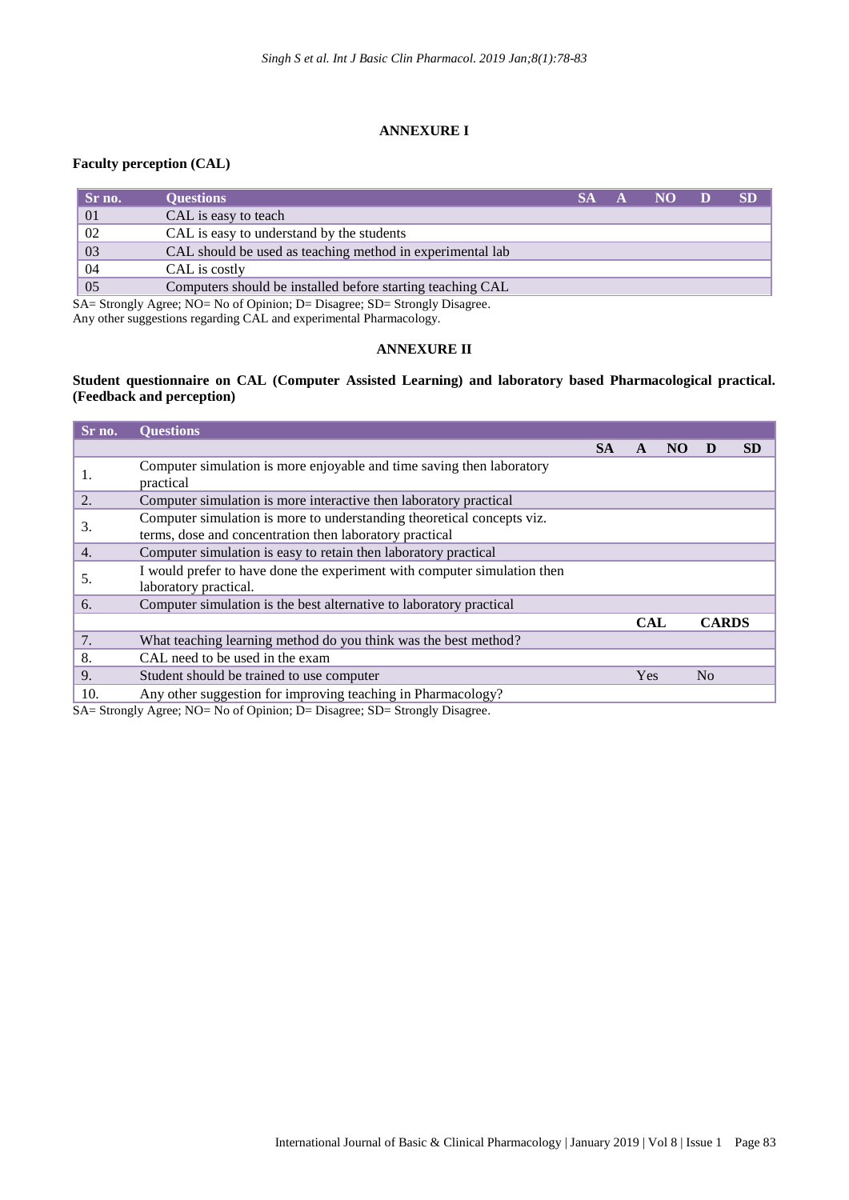### ANNEXURE I

**Faculty perception (CAL)**

| Sr no. | Questions | SA | A | NO | D | SD |
|---|---|---|---|---|---|---|
| 01 | CAL is easy to teach | | | | | |
| 02 | CAL is easy to understand by the students | | | | | |
| 03 | CAL should be used as teaching method in experimental lab | | | | | |
| 04 | CAL is costly | | | | | |
| 05 | Computers should be installed before starting teaching CAL | | | | | |

SA= Strongly Agree; NO= No of Opinion; D= Disagree; SD= Strongly Disagree.

Any other suggestions regarding CAL and experimental Pharmacology.

### ANNEXURE II

**Student questionnaire on CAL (Computer Assisted Learning) and laboratory based Pharmacological practical. (Feedback and perception)**

| Sr no. | Questions | | | | | |
|---|---|---|---|---|---|---|
| | | SA | A | NO | D | SD |
| 1. | Computer simulation is more enjoyable and time saving then laboratory practical | | | | | |
| 2. | Computer simulation is more interactive then laboratory practical | | | | | |
| 3. | Computer simulation is more to understanding theoretical concepts viz. terms, dose and concentration then laboratory practical | | | | | |
| 4. | Computer simulation is easy to retain then laboratory practical | | | | | |
| 5. | I would prefer to have done the experiment with computer simulation then laboratory practical. | | | | | |
| 6. | Computer simulation is the best alternative to laboratory practical | | | | | |
| | | | CAL | | CARDS | |
| 7. | What teaching learning method do you think was the best method? | | | | | |
| 8. | CAL need to be used in the exam | | | | | |
| 9. | Student should be trained to use computer | | Yes | | No | |
| 10. | Any other suggestion for improving teaching in Pharmacology? | | | | | |

SA= Strongly Agree; NO= No of Opinion; D= Disagree; SD= Strongly Disagree.